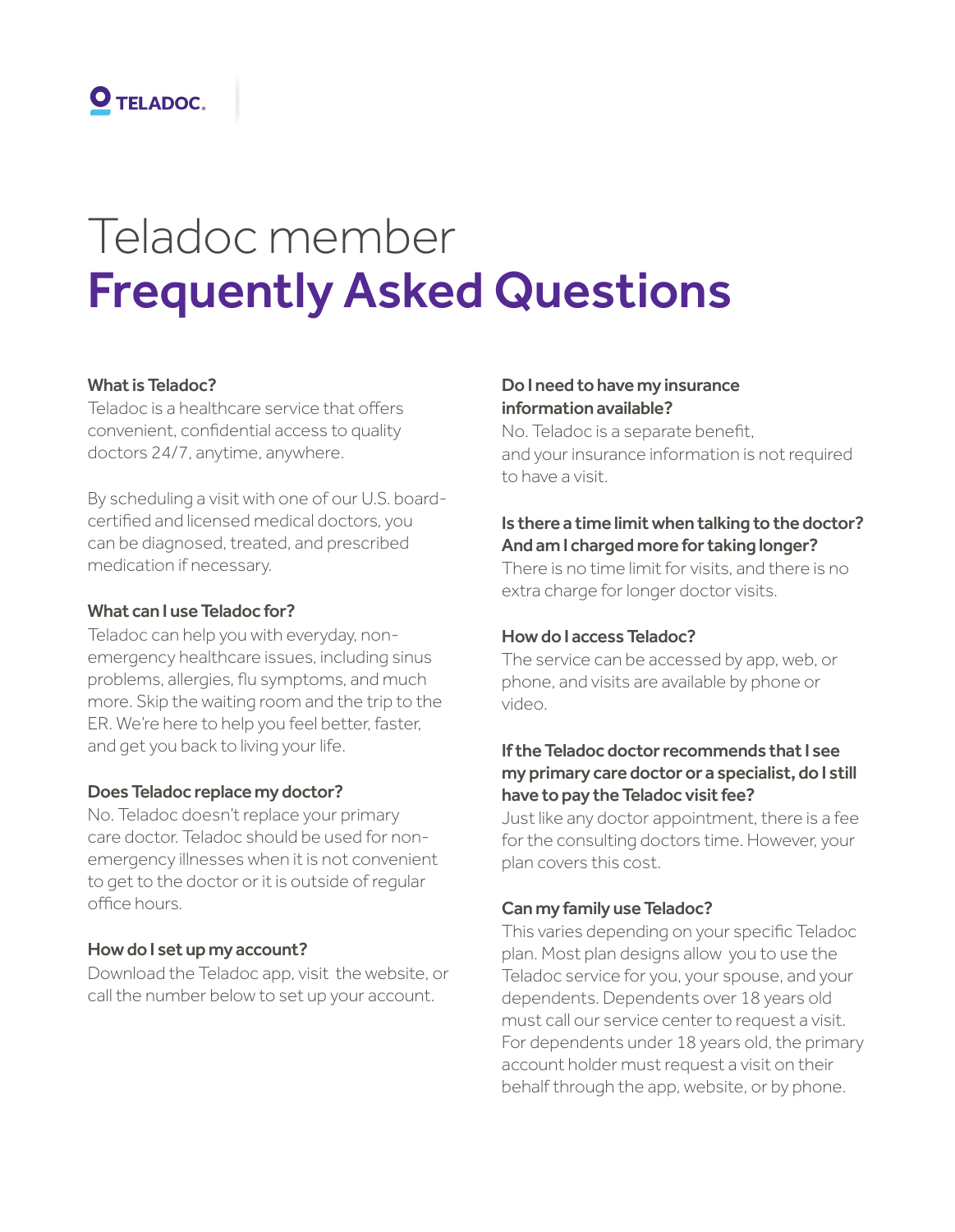TELADOC.

# Teladoc member **Frequently Asked Questions**

### What is Teladoc?

Teladoc is a healthcare service that offers convenient, confidential access to quality doctors 24/7, anytime, anywhere.

By scheduling a visit with one of our U.S. board-certified and licensed medical doctors, you can be diagnosed, treated, and prescribed medication if necessary.

### What can I use Teladoc for?

Teladoc can help you with everyday, non-emergency healthcare issues, including sinus problems, allergies, flu symptoms, and much more. Skip the waiting room and the trip to the ER. We're here to help you feel better, faster, and get you back to living your life.

### Does Teladoc replace my doctor?

No. Teladoc doesn't replace your primary care doctor. Teladoc should be used for non-emergency illnesses when it is not convenient to get to the doctor or it is outside of regular office hours.

### How do I set up my account?

Download the Teladoc app, visit the website, or call the number below to set up your account.

### Do I need to have my insurance information available?

No. Teladoc is a separate benefit, and your insurance information is not required to have a visit.

### Is there a time limit when talking to the doctor? And am I charged more for taking longer?

There is no time limit for visits, and there is no extra charge for longer doctor visits.

### How do I access Teladoc?

The service can be accessed by app, web, or phone, and visits are available by phone or video.

### If the Teladoc doctor recommends that I see my primary care doctor or a specialist, do I still have to pay the Teladoc visit fee?

Just like any doctor appointment, there is a fee for the consulting doctors time. However, your plan covers this cost.

### Can my family use Teladoc?

This varies depending on your specific Teladoc plan. Most plan designs allow you to use the Teladoc service for you, your spouse, and your dependents. Dependents over 18 years old must call our service center to request a visit. For dependents under 18 years old, the primary account holder must request a visit on their behalf through the app, website, or by phone.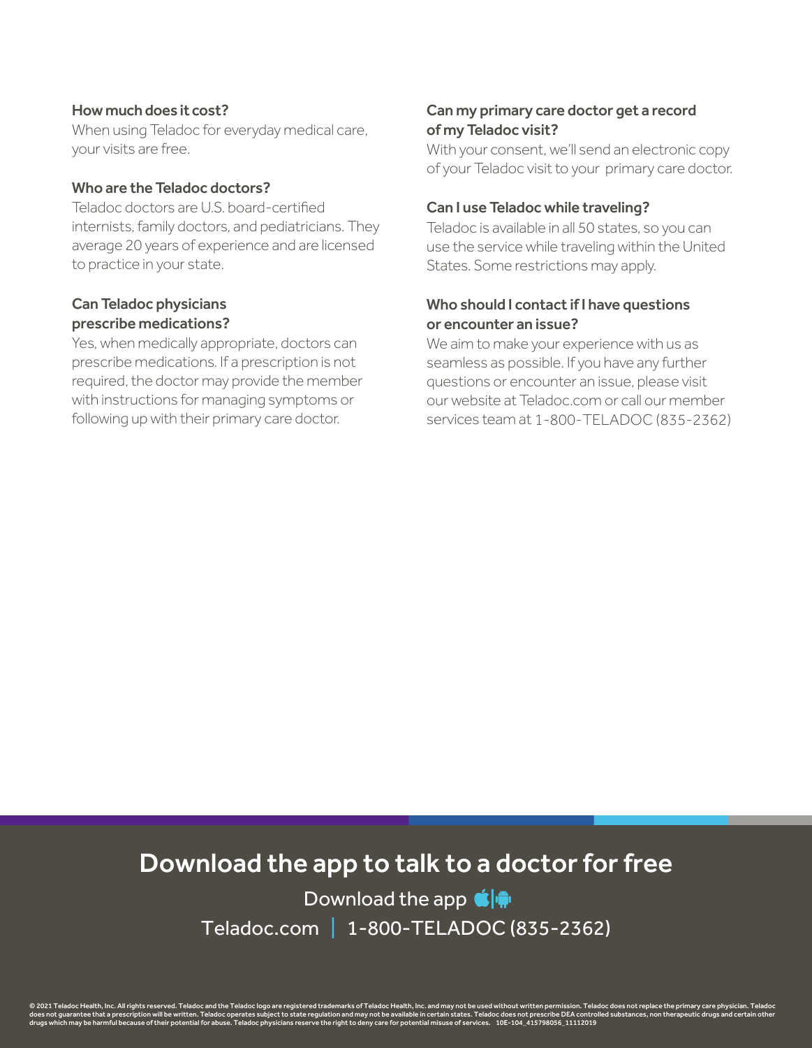### How much does it cost?

When using Teladoc for everyday medical care, your visits are free.

### Who are the Teladoc doctors?

Teladoc doctors are U.S. board-certified internists, family doctors, and pediatricians. They average 20 years of experience and are licensed to practice in your state.

### Can Teladoc physicians prescribe medications?

Yes, when medically appropriate, doctors can prescribe medications. If a prescription is not required, the doctor may provide the member with instructions for managing symptoms or following up with their primary care doctor.

### Can my primary care doctor get a record of my Teladoc visit?

With your consent, we'll send an electronic copy of your Teladoc visit to your primary care doctor.

### Can I use Teladoc while traveling?

Teladoc is available in all 50 states, so you can use the service while traveling within the United States. Some restrictions may apply.

### Who should I contact if I have questions or encounter an issue?

We aim to make your experience with us as seamless as possible. If you have any further questions or encounter an issue, please visit our website at Teladoc.com or call our member services team at 1-800-TELADOC (835-2362)

## Download the app to talk to a doctor for free

Download the app

Teladoc.com | 1-800-TELADOC (835-2362)

© 2021 Teladoc Health, Inc. All rights reserved. Teladoc and the Teladoc logo are registered trademarks of Teladoc Health, Inc. and may not be used without written permission. Teladoc does not replace the primary care physician. Teladoc does not guarantee that a prescription will be written. Teladoc operates subject to state regulation and may not be available in certain states. Teladoc does not prescribe DEA controlled substances, non therapeutic drugs and certain other drugs which may be harmful because of their potential for abuse. Teladoc physicians reserve the right to deny care for potential misuse of services. 10E-104_415798056_11112019